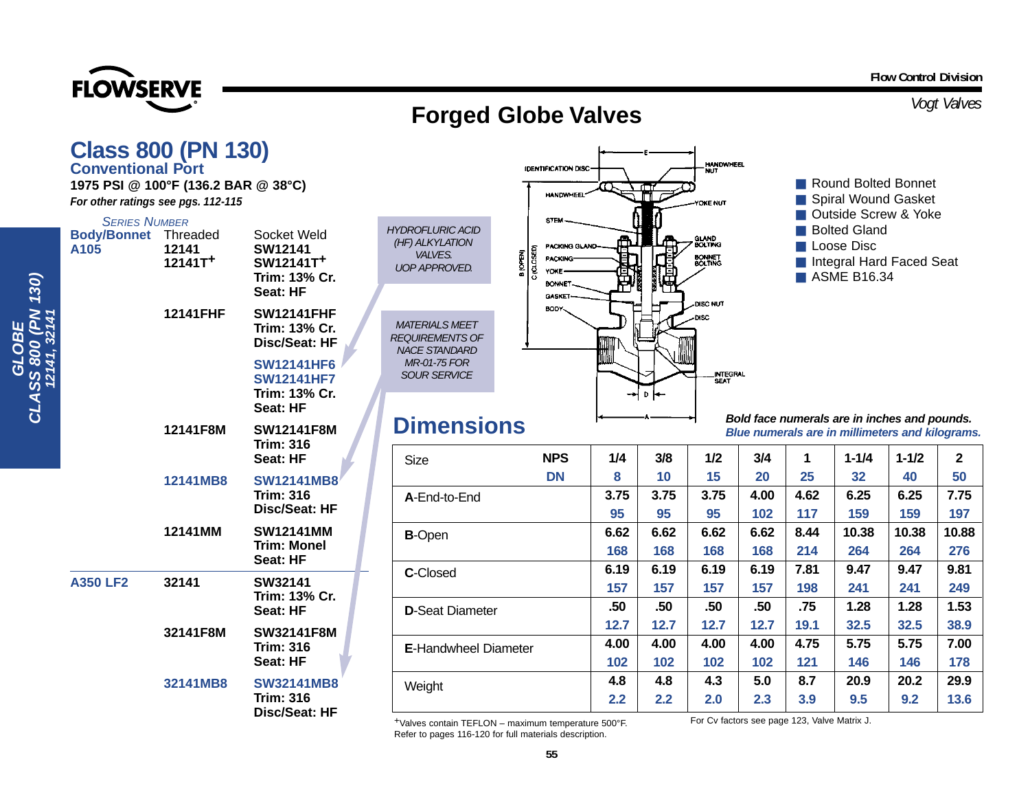# Forged Globe Valves

## Class 800 (PN 130)

### Conventional Port

**1975 PSI @ 100°F (136.2 BAR @ 38°C)**

***For other ratings see pgs. 112-115***

| Body/Bonnet | Threaded | Socket Weld |
|---|---|---|
| **A105** | 12141<br>12141T+ | SW12141<br>SW12141T+<br>Trim: 13% Cr.<br>Seat: HF |
| | 12141FHF | SW12141FHF<br>Trim: 13% Cr.<br>Disc/Seat: HF |
| | | SW12141HF6<br>SW12141HF7<br>Trim: 13% Cr.<br>Seat: HF |
| | 12141F8M | SW12141F8M<br>Trim: 316<br>Seat: HF |
| | 12141MB8 | SW12141MB8<br>Trim: 316<br>Disc/Seat: HF |
| | 12141MM | SW12141MM<br>Trim: Monel<br>Seat: HF |
| **A350 LF2** | 32141 | SW32141<br>Trim: 13% Cr.<br>Seat: HF |
| | 32141F8M | SW32141F8M<br>Trim: 316<br>Seat: HF |
| | 32141MB8 | SW32141MB8<br>Trim: 316<br>Disc/Seat: HF |

*HYDROFLURIC ACID (HF) ALKYLATION VALVES. UOP APPROVED.*

*MATERIALS MEET REQUIREMENTS OF NACE STANDARD MR-01-75 FOR SOUR SERVICE*

- Round Bolted Bonnet
- Spiral Wound Gasket
- Outside Screw & Yoke
- Bolted Gland
- Loose Disc
- Integral Hard Faced Seat
- ASME B16.34

## Dimensions

***Bold face numerals are in inches and pounds.***
***Blue numerals are in millimeters and kilograms.***

| Size | NPS | 1/4 | 3/8 | 1/2 | 3/4 | 1 | 1-1/4 | 1-1/2 | 2 |
|---|---|---|---|---|---|---|---|---|---|
| | DN | 8 | 10 | 15 | 20 | 25 | 32 | 40 | 50 |
| **A**-End-to-End | | **3.75** | **3.75** | **3.75** | **4.00** | **4.62** | **6.25** | **6.25** | **7.75** |
| | | 95 | 95 | 95 | 102 | 117 | 159 | 159 | 197 |
| **B**-Open | | **6.62** | **6.62** | **6.62** | **6.62** | **8.44** | **10.38** | **10.38** | **10.88** |
| | | 168 | 168 | 168 | 168 | 214 | 264 | 264 | 276 |
| **C**-Closed | | **6.19** | **6.19** | **6.19** | **6.19** | **7.81** | **9.47** | **9.47** | **9.81** |
| | | 157 | 157 | 157 | 157 | 198 | 241 | 241 | 249 |
| **D**-Seat Diameter | | **.50** | **.50** | **.50** | **.50** | **.75** | **1.28** | **1.28** | **1.53** |
| | | 12.7 | 12.7 | 12.7 | 12.7 | 19.1 | 32.5 | 32.5 | 38.9 |
| **E**-Handwheel Diameter | | **4.00** | **4.00** | **4.00** | **4.00** | **4.75** | **5.75** | **5.75** | **7.00** |
| | | 102 | 102 | 102 | 102 | 121 | 146 | 146 | 178 |
| Weight | | **4.8** | **4.8** | **4.3** | **5.0** | **8.7** | **20.9** | **20.2** | **29.9** |
| | | 2.2 | 2.2 | 2.0 | 2.3 | 3.9 | 9.5 | 9.2 | 13.6 |

+Valves contain TEFLON – maximum temperature 500°F.
Refer to pages 116-120 for full materials description.

For Cv factors see page 123, Valve Matrix J.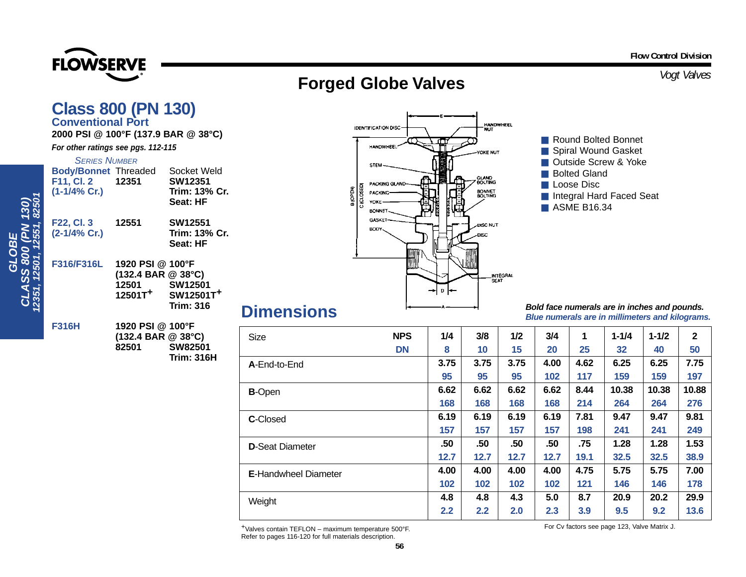# Forged Globe Valves

## Class 800 (PN 130)

### Conventional Port

**2000 PSI @ 100°F (137.9 BAR @ 38°C)**

***For other ratings see pgs. 112-115***

*SERIES NUMBER*

| Body/Bonnet | Threaded | Socket Weld |
|---|---|---|
| F11, Cl. 2 (1-1/4% Cr.) | 12351 | SW12351 Trim: 13% Cr. Seat: HF |
| F22, Cl. 3 (2-1/4% Cr.) | 12551 | SW12551 Trim: 13% Cr. Seat: HF |
| F316/F316L | 1920 PSI @ 100°F (132.4 BAR @ 38°C) 12501 / 12501T+ | SW12501 / SW12501T+ Trim: 316 |
| F316H | 1920 PSI @ 100°F (132.4 BAR @ 38°C) 82501 | SW82501 Trim: 316H |

IDENTIFICATION DISC
HANDWHEEL
STEM
PACKING GLAND
PACKING
YOKE
BONNET
GASKET
BODY
HANDWHEEL NUT
YOKE NUT
GLAND BOLTING
BONNET BOLTING
DISC NUT
DISC
INTEGRAL SEAT
B (OPEN)
C (CLOSED)
E
D
A

- Round Bolted Bonnet
- Spiral Wound Gasket
- Outside Screw & Yoke
- Bolted Gland
- Loose Disc
- Integral Hard Faced Seat
- ASME B16.34

## Dimensions

***Bold face numerals are in inches and pounds.***
***Blue numerals are in millimeters and kilograms.***

| Size | NPS | 1/4 | 3/8 | 1/2 | 3/4 | 1 | 1-1/4 | 1-1/2 | 2 |
|---|---|---|---|---|---|---|---|---|---|
| | DN | 8 | 10 | 15 | 20 | 25 | 32 | 40 | 50 |
| **A**-End-to-End | | **3.75** | **3.75** | **3.75** | **4.00** | **4.62** | **6.25** | **6.25** | **7.75** |
| | | 95 | 95 | 95 | 102 | 117 | 159 | 159 | 197 |
| **B**-Open | | **6.62** | **6.62** | **6.62** | **6.62** | **8.44** | **10.38** | **10.38** | **10.88** |
| | | 168 | 168 | 168 | 168 | 214 | 264 | 264 | 276 |
| **C**-Closed | | **6.19** | **6.19** | **6.19** | **6.19** | **7.81** | **9.47** | **9.47** | **9.81** |
| | | 157 | 157 | 157 | 157 | 198 | 241 | 241 | 249 |
| **D**-Seat Diameter | | **.50** | **.50** | **.50** | **.50** | **.75** | **1.28** | **1.28** | **1.53** |
| | | 12.7 | 12.7 | 12.7 | 12.7 | 19.1 | 32.5 | 32.5 | 38.9 |
| **E**-Handwheel Diameter | | **4.00** | **4.00** | **4.00** | **4.00** | **4.75** | **5.75** | **5.75** | **7.00** |
| | | 102 | 102 | 102 | 102 | 121 | 146 | 146 | 178 |
| Weight | | **4.8** | **4.8** | **4.3** | **5.0** | **8.7** | **20.9** | **20.2** | **29.9** |
| | | 2.2 | 2.2 | 2.0 | 2.3 | 3.9 | 9.5 | 9.2 | 13.6 |

+Valves contain TEFLON – maximum temperature 500°F.
Refer to pages 116-120 for full materials description.

For Cv factors see page 123, Valve Matrix J.